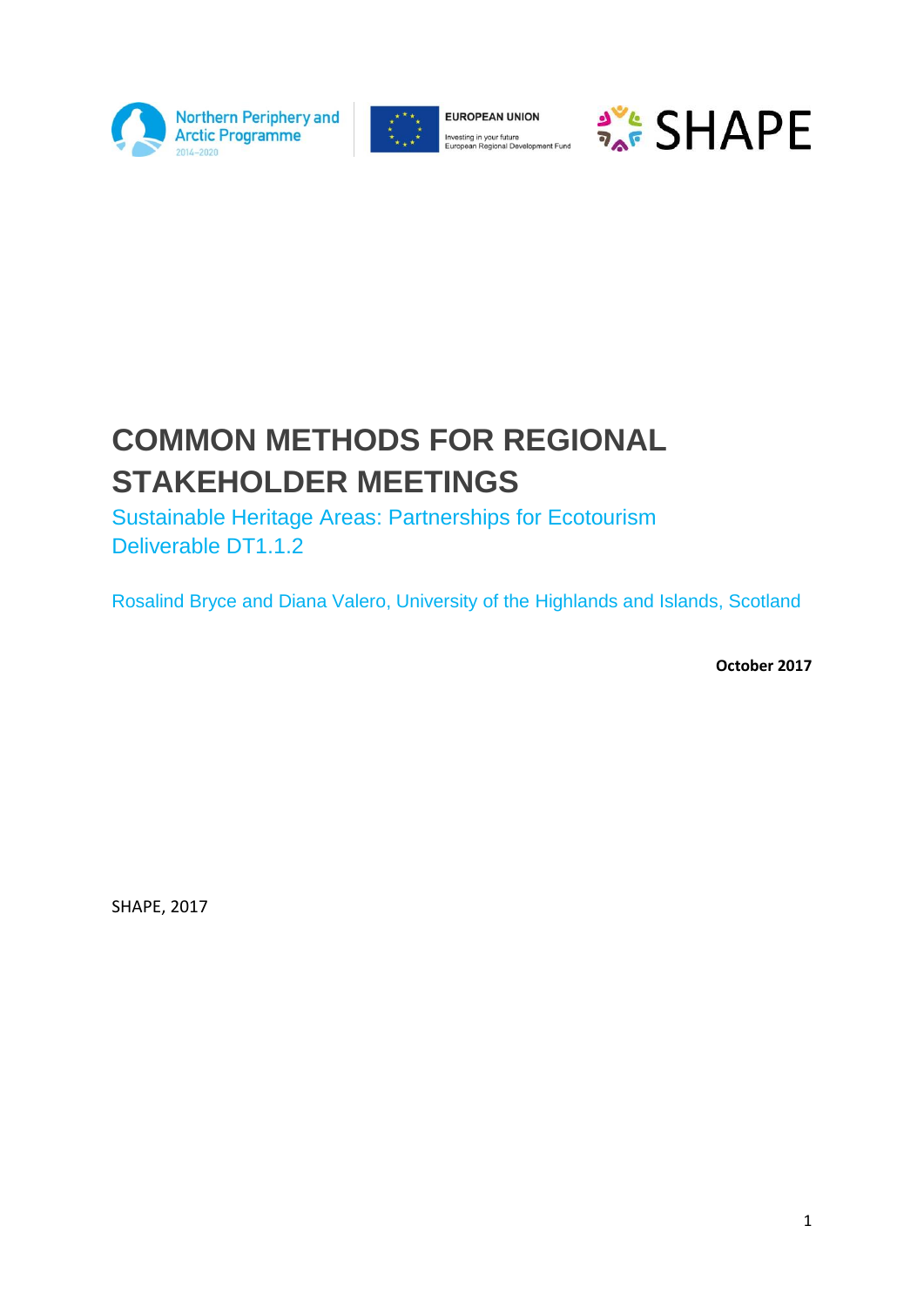Northern Periphery and Arctic Programme 2014–2020

EUROPEAN UNION
Investing in your future
European Regional Development Fund

SHAPE

# COMMON METHODS FOR REGIONAL STAKEHOLDER MEETINGS

Sustainable Heritage Areas: Partnerships for Ecotourism
Deliverable DT1.1.2

Rosalind Bryce and Diana Valero, University of the Highlands and Islands, Scotland

**October 2017**

SHAPE, 2017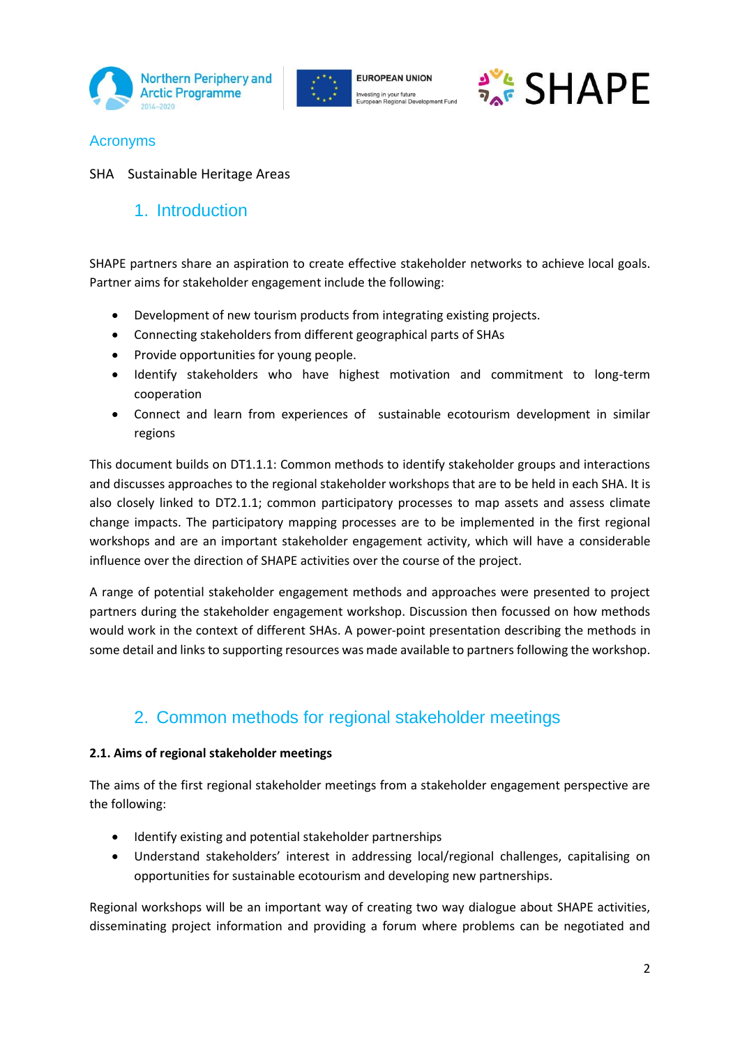## Acronyms

SHA Sustainable Heritage Areas

# 1. Introduction

SHAPE partners share an aspiration to create effective stakeholder networks to achieve local goals. Partner aims for stakeholder engagement include the following:

- Development of new tourism products from integrating existing projects.
- Connecting stakeholders from different geographical parts of SHAs
- Provide opportunities for young people.
- Identify stakeholders who have highest motivation and commitment to long-term cooperation
- Connect and learn from experiences of sustainable ecotourism development in similar regions

This document builds on DT1.1.1: Common methods to identify stakeholder groups and interactions and discusses approaches to the regional stakeholder workshops that are to be held in each SHA. It is also closely linked to DT2.1.1; common participatory processes to map assets and assess climate change impacts. The participatory mapping processes are to be implemented in the first regional workshops and are an important stakeholder engagement activity, which will have a considerable influence over the direction of SHAPE activities over the course of the project.

A range of potential stakeholder engagement methods and approaches were presented to project partners during the stakeholder engagement workshop. Discussion then focussed on how methods would work in the context of different SHAs. A power-point presentation describing the methods in some detail and links to supporting resources was made available to partners following the workshop.

# 2. Common methods for regional stakeholder meetings

### 2.1. Aims of regional stakeholder meetings

The aims of the first regional stakeholder meetings from a stakeholder engagement perspective are the following:

- Identify existing and potential stakeholder partnerships
- Understand stakeholders' interest in addressing local/regional challenges, capitalising on opportunities for sustainable ecotourism and developing new partnerships.

Regional workshops will be an important way of creating two way dialogue about SHAPE activities, disseminating project information and providing a forum where problems can be negotiated and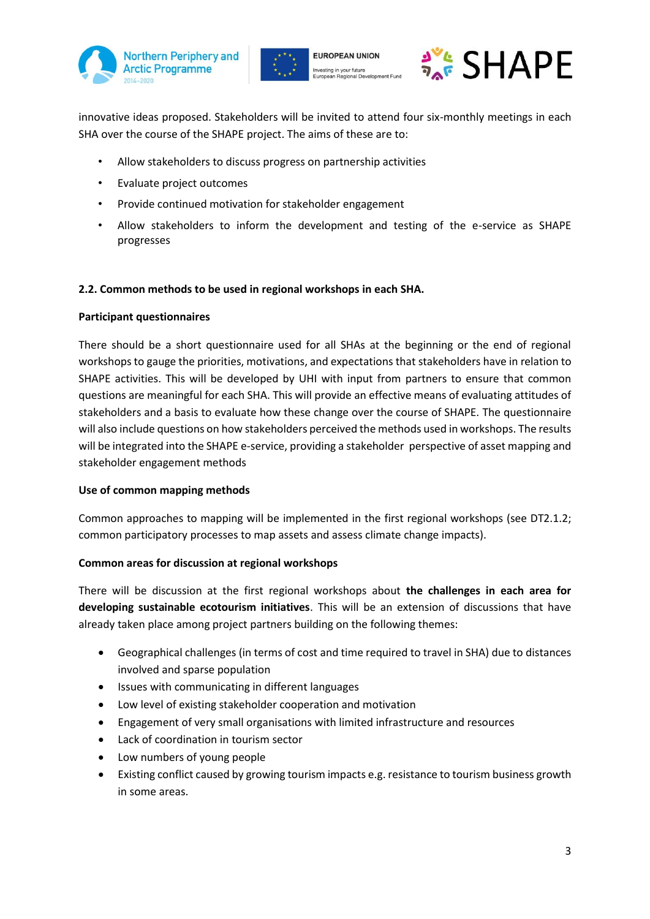innovative ideas proposed. Stakeholders will be invited to attend four six-monthly meetings in each SHA over the course of the SHAPE project. The aims of these are to:

- Allow stakeholders to discuss progress on partnership activities
- Evaluate project outcomes
- Provide continued motivation for stakeholder engagement
- Allow stakeholders to inform the development and testing of the e-service as SHAPE progresses

**2.2. Common methods to be used in regional workshops in each SHA.**

**Participant questionnaires**

There should be a short questionnaire used for all SHAs at the beginning or the end of regional workshops to gauge the priorities, motivations, and expectations that stakeholders have in relation to SHAPE activities. This will be developed by UHI with input from partners to ensure that common questions are meaningful for each SHA. This will provide an effective means of evaluating attitudes of stakeholders and a basis to evaluate how these change over the course of SHAPE. The questionnaire will also include questions on how stakeholders perceived the methods used in workshops. The results will be integrated into the SHAPE e-service, providing a stakeholder perspective of asset mapping and stakeholder engagement methods

**Use of common mapping methods**

Common approaches to mapping will be implemented in the first regional workshops (see DT2.1.2; common participatory processes to map assets and assess climate change impacts).

**Common areas for discussion at regional workshops**

There will be discussion at the first regional workshops about **the challenges in each area for developing sustainable ecotourism initiatives**. This will be an extension of discussions that have already taken place among project partners building on the following themes:

- Geographical challenges (in terms of cost and time required to travel in SHA) due to distances involved and sparse population
- Issues with communicating in different languages
- Low level of existing stakeholder cooperation and motivation
- Engagement of very small organisations with limited infrastructure and resources
- Lack of coordination in tourism sector
- Low numbers of young people
- Existing conflict caused by growing tourism impacts e.g. resistance to tourism business growth in some areas.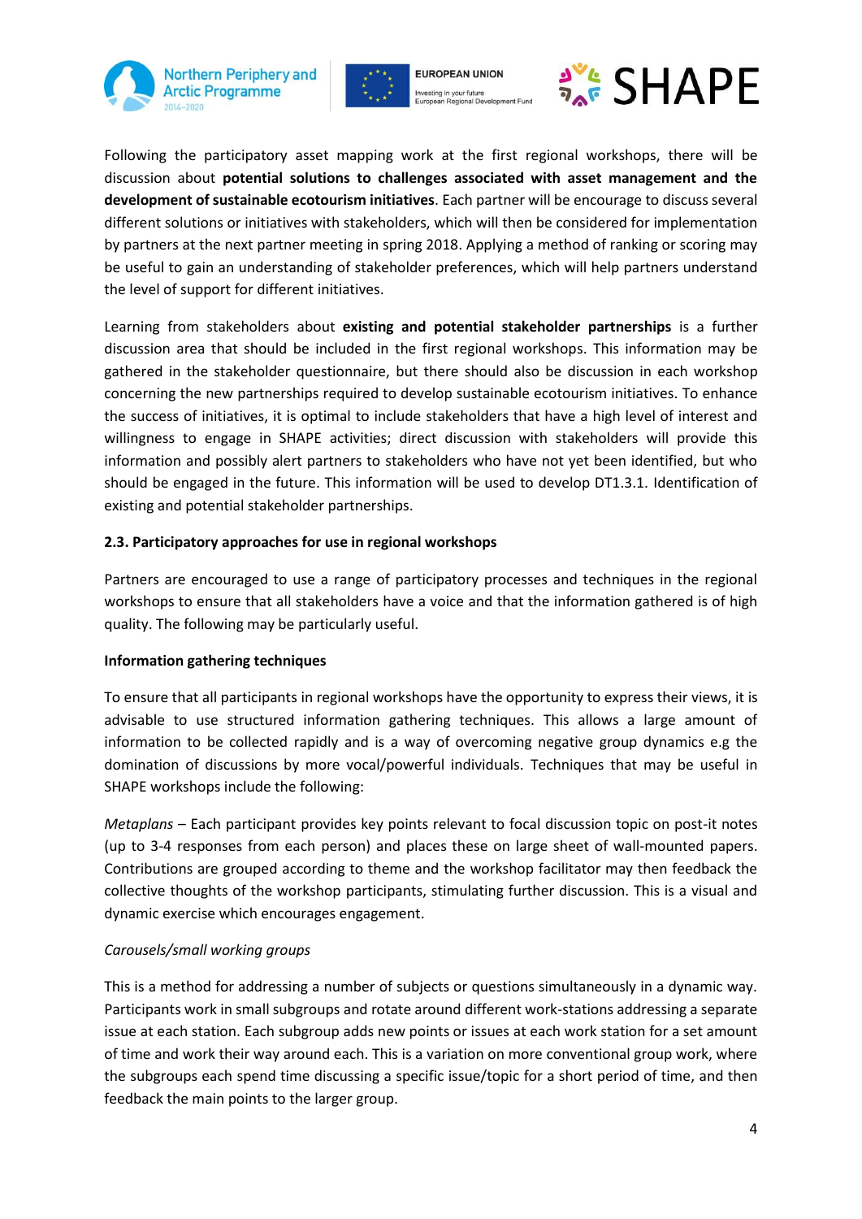Following the participatory asset mapping work at the first regional workshops, there will be discussion about **potential solutions to challenges associated with asset management and the development of sustainable ecotourism initiatives**. Each partner will be encourage to discuss several different solutions or initiatives with stakeholders, which will then be considered for implementation by partners at the next partner meeting in spring 2018. Applying a method of ranking or scoring may be useful to gain an understanding of stakeholder preferences, which will help partners understand the level of support for different initiatives.

Learning from stakeholders about **existing and potential stakeholder partnerships** is a further discussion area that should be included in the first regional workshops. This information may be gathered in the stakeholder questionnaire, but there should also be discussion in each workshop concerning the new partnerships required to develop sustainable ecotourism initiatives. To enhance the success of initiatives, it is optimal to include stakeholders that have a high level of interest and willingness to engage in SHAPE activities; direct discussion with stakeholders will provide this information and possibly alert partners to stakeholders who have not yet been identified, but who should be engaged in the future. This information will be used to develop DT1.3.1. Identification of existing and potential stakeholder partnerships.

### 2.3. Participatory approaches for use in regional workshops

Partners are encouraged to use a range of participatory processes and techniques in the regional workshops to ensure that all stakeholders have a voice and that the information gathered is of high quality. The following may be particularly useful.

**Information gathering techniques**

To ensure that all participants in regional workshops have the opportunity to express their views, it is advisable to use structured information gathering techniques. This allows a large amount of information to be collected rapidly and is a way of overcoming negative group dynamics e.g the domination of discussions by more vocal/powerful individuals. Techniques that may be useful in SHAPE workshops include the following:

*Metaplans* – Each participant provides key points relevant to focal discussion topic on post-it notes (up to 3-4 responses from each person) and places these on large sheet of wall-mounted papers. Contributions are grouped according to theme and the workshop facilitator may then feedback the collective thoughts of the workshop participants, stimulating further discussion. This is a visual and dynamic exercise which encourages engagement.

*Carousels/small working groups*

This is a method for addressing a number of subjects or questions simultaneously in a dynamic way. Participants work in small subgroups and rotate around different work-stations addressing a separate issue at each station. Each subgroup adds new points or issues at each work station for a set amount of time and work their way around each. This is a variation on more conventional group work, where the subgroups each spend time discussing a specific issue/topic for a short period of time, and then feedback the main points to the larger group.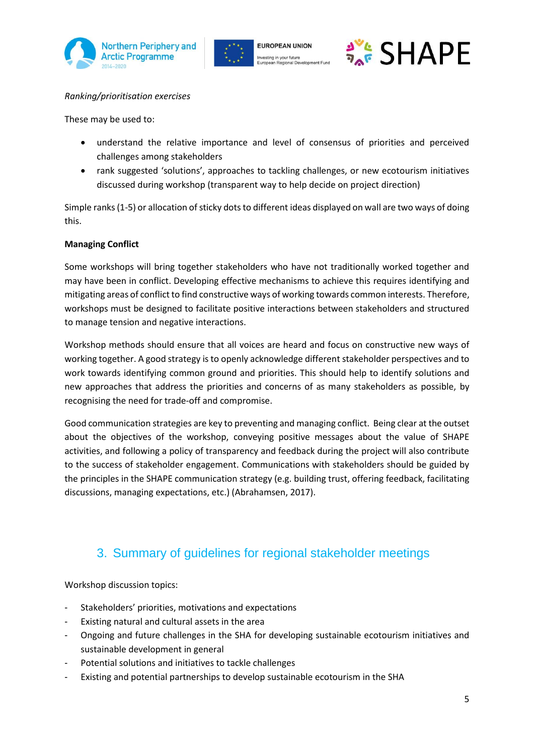*Ranking/prioritisation exercises*

These may be used to:

- understand the relative importance and level of consensus of priorities and perceived challenges among stakeholders
- rank suggested 'solutions', approaches to tackling challenges, or new ecotourism initiatives discussed during workshop (transparent way to help decide on project direction)

Simple ranks (1-5) or allocation of sticky dots to different ideas displayed on wall are two ways of doing this.

**Managing Conflict**

Some workshops will bring together stakeholders who have not traditionally worked together and may have been in conflict. Developing effective mechanisms to achieve this requires identifying and mitigating areas of conflict to find constructive ways of working towards common interests. Therefore, workshops must be designed to facilitate positive interactions between stakeholders and structured to manage tension and negative interactions.

Workshop methods should ensure that all voices are heard and focus on constructive new ways of working together. A good strategy is to openly acknowledge different stakeholder perspectives and to work towards identifying common ground and priorities. This should help to identify solutions and new approaches that address the priorities and concerns of as many stakeholders as possible, by recognising the need for trade-off and compromise.

Good communication strategies are key to preventing and managing conflict. Being clear at the outset about the objectives of the workshop, conveying positive messages about the value of SHAPE activities, and following a policy of transparency and feedback during the project will also contribute to the success of stakeholder engagement. Communications with stakeholders should be guided by the principles in the SHAPE communication strategy (e.g. building trust, offering feedback, facilitating discussions, managing expectations, etc.) (Abrahamsen, 2017).

## 3. Summary of guidelines for regional stakeholder meetings

Workshop discussion topics:

- Stakeholders' priorities, motivations and expectations
- Existing natural and cultural assets in the area
- Ongoing and future challenges in the SHA for developing sustainable ecotourism initiatives and sustainable development in general
- Potential solutions and initiatives to tackle challenges
- Existing and potential partnerships to develop sustainable ecotourism in the SHA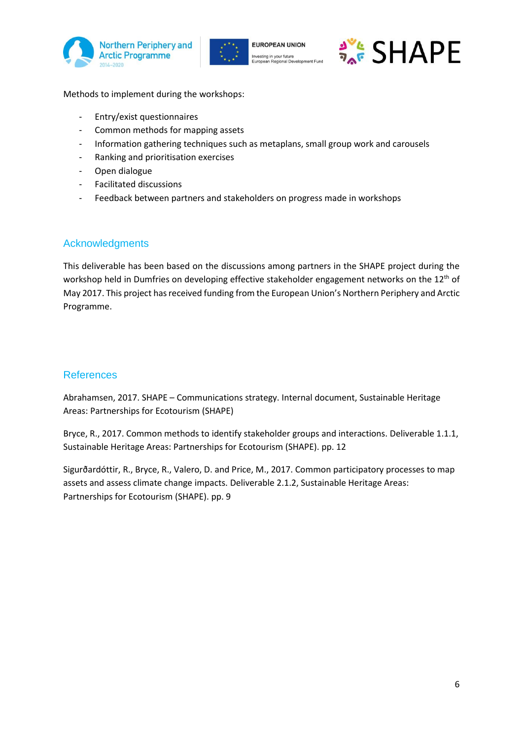Methods to implement during the workshops:

- Entry/exist questionnaires
- Common methods for mapping assets
- Information gathering techniques such as metaplans, small group work and carousels
- Ranking and prioritisation exercises
- Open dialogue
- Facilitated discussions
- Feedback between partners and stakeholders on progress made in workshops

## Acknowledgments

This deliverable has been based on the discussions among partners in the SHAPE project during the workshop held in Dumfries on developing effective stakeholder engagement networks on the 12th of May 2017. This project has received funding from the European Union's Northern Periphery and Arctic Programme.

## References

Abrahamsen, 2017. SHAPE – Communications strategy. Internal document, Sustainable Heritage Areas: Partnerships for Ecotourism (SHAPE)

Bryce, R., 2017. Common methods to identify stakeholder groups and interactions. Deliverable 1.1.1, Sustainable Heritage Areas: Partnerships for Ecotourism (SHAPE). pp. 12

Sigurðardóttir, R., Bryce, R., Valero, D. and Price, M., 2017. Common participatory processes to map assets and assess climate change impacts. Deliverable 2.1.2, Sustainable Heritage Areas: Partnerships for Ecotourism (SHAPE). pp. 9